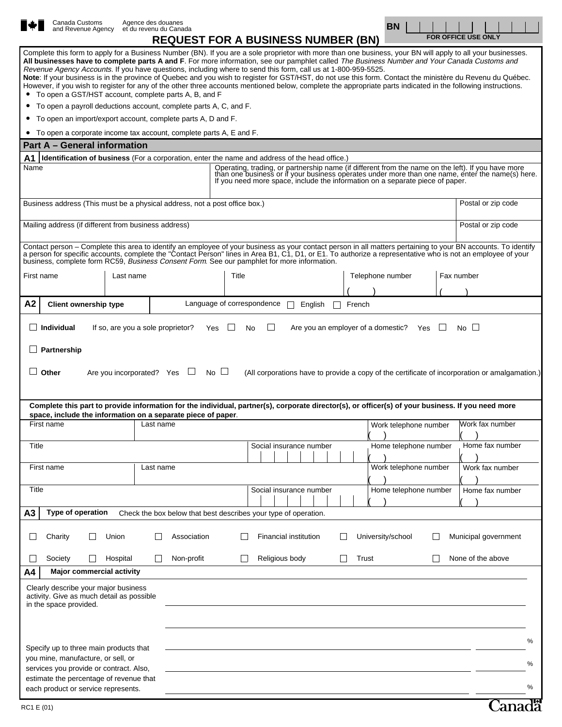Canada Customs and Revenue Agency — Agence des douanes et du revenu du Canada

BN

FOR OFFICE USE ONLY

# REQUEST FOR A BUSINESS NUMBER (BN)

Complete this form to apply for a Business Number (BN). If you are a sole proprietor with more than one business, your BN will apply to all your businesses. **All businesses have to complete parts A and F**. For more information, see our pamphlet called *The Business Number and Your Canada Customs and Revenue Agency Accounts.* If you have questions, including where to send this form, call us at 1-800-959-5525.

**Note**: If your business is in the province of Quebec and you wish to register for GST/HST, do not use this form. Contact the ministère du Revenu du Québec. However, if you wish to register for any of the other three accounts mentioned below, complete the appropriate parts indicated in the following instructions.

- To open a GST/HST account, complete parts A, B, and F
- To open a payroll deductions account, complete parts A, C, and F.
- To open an import/export account, complete parts A, D and F.
- To open a corporate income tax account, complete parts A, E and F.

## Part A – General information

**A1** **Identification of business** (For a corporation, enter the name and address of the head office.)

| Name | Operating, trading, or partnership name (if different from the name on the left). If you have more than one business or if your business operates under more than one name, enter the name(s) here. If you need more space, include the information on a separate piece of paper. |
|---|---|
| | |

| Business address (This must be a physical address, not a post office box.) | Postal or zip code |
|---|---|
| Mailing address (if different from business address) | Postal or zip code |

Contact person – Complete this area to identify an employee of your business as your contact person in all matters pertaining to your BN accounts. To identify a person for specific accounts, complete the "Contact Person" lines in Area B1, C1, D1, or E1. To authorize a representative who is not an employee of your business, complete form RC59, *Business Consent Form*. See our pamphlet for more information.

| First name | Last name | Title | Telephone number | Fax number |
|---|---|---|---|---|
| | | | ( ) | ( ) |

**A2** **Client ownership type** Language of correspondence ☐ English ☐ French

☐ **Individual** If so, are you a sole proprietor? Yes ☐ No ☐ Are you an employer of a domestic? Yes ☐ No ☐

☐ **Partnership**

☐ **Other** Are you incorporated? Yes ☐ No ☐ (All corporations have to provide a copy of the certificate of incorporation or amalgamation.)

**Complete this part to provide information for the individual, partner(s), corporate director(s), or officer(s) of your business. If you need more space, include the information on a separate piece of paper**.

| First name | Last name | | Work telephone number | Work fax number |
|---|---|---|---|---|
| | | | ( ) | ( ) |
| Title | | Social insurance number | Home telephone number | Home fax number |
| | | | ( ) | ( ) |
| First name | Last name | | Work telephone number | Work fax number |
| | | | ( ) | ( ) |
| Title | | Social insurance number | Home telephone number | Home fax number |
| | | | ( ) | ( ) |

**A3** **Type of operation** Check the box below that best describes your type of operation.

| | | | | | |
|---|---|---|---|---|---|
| ☐ Charity | ☐ Union | ☐ Association | ☐ Financial institution | ☐ University/school | ☐ Municipal government |
| ☐ Society | ☐ Hospital | ☐ Non-profit | ☐ Religious body | ☐ Trust | ☐ None of the above |

**A4** **Major commercial activity**

Clearly describe your major business activity. Give as much detail as possible in the space provided.

Specify up to three main products that you mine, manufacture, or sell, or services you provide or contract. Also, estimate the percentage of revenue that each product or service represents.

| | |
|---|---|
| | % |
| | % |
| | % |

RC1 E (01)

Canada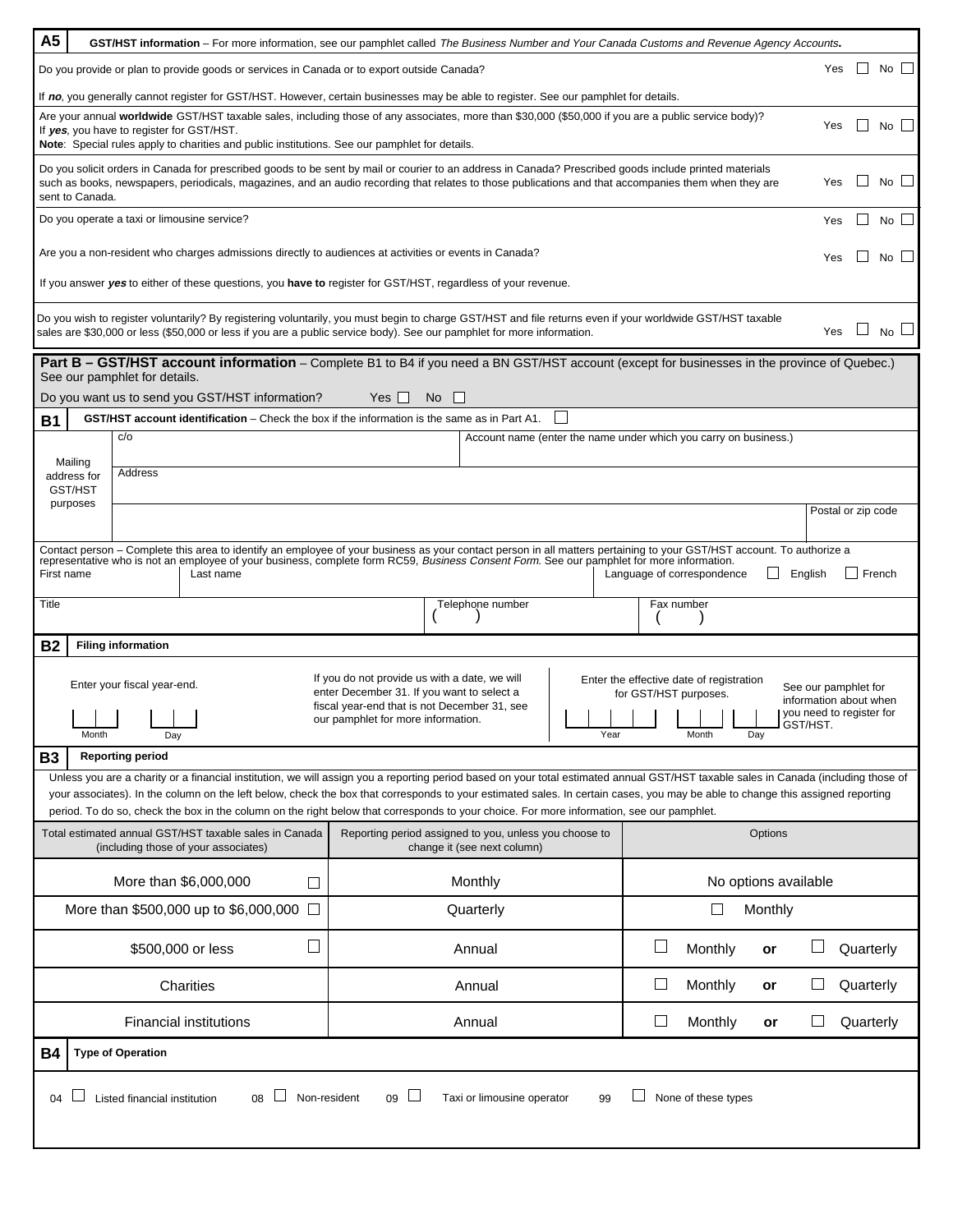## A5 GST/HST information – For more information, see our pamphlet called *The Business Number and Your Canada Customs and Revenue Agency Accounts*.

Do you provide or plan to provide goods or services in Canada or to export outside Canada? Yes ☐ No ☐

If *no*, you generally cannot register for GST/HST. However, certain businesses may be able to register. See our pamphlet for details.

Are your annual **worldwide** GST/HST taxable sales, including those of any associates, more than $30,000 ($50,000 if you are a public service body)? Yes ☐ No ☐
If *yes*, you have to register for GST/HST.
**Note**: Special rules apply to charities and public institutions. See our pamphlet for details.

Do you solicit orders in Canada for prescribed goods to be sent by mail or courier to an address in Canada? Prescribed goods include printed materials such as books, newspapers, periodicals, magazines, and an audio recording that relates to those publications and that accompanies them when they are sent to Canada. Yes ☐ No ☐

Do you operate a taxi or limousine service? Yes ☐ No ☐

Are you a non-resident who charges admissions directly to audiences at activities or events in Canada? Yes ☐ No ☐

If you answer ***yes*** to either of these questions, you **have to** register for GST/HST, regardless of your revenue.

Do you wish to register voluntarily? By registering voluntarily, you must begin to charge GST/HST and file returns even if your worldwide GST/HST taxable sales are $30,000 or less ($50,000 or less if you are a public service body). See our pamphlet for more information. Yes ☐ No ☐

## Part B – GST/HST account information – Complete B1 to B4 if you need a BN GST/HST account (except for businesses in the province of Quebec.) See our pamphlet for details.

Do you want us to send you GST/HST information? Yes ☐ No ☐

### B1 GST/HST account identification – Check the box if the information is the same as in Part A1. ☐

Mailing address for GST/HST purposes

c/o

Account name (enter the name under which you carry on business.)

Address

Postal or zip code

Contact person – Complete this area to identify an employee of your business as your contact person in all matters pertaining to your GST/HST account. To authorize a representative who is not an employee of your business, complete form RC59, *Business Consent Form*. See our pamphlet for more information.

First name | Last name | Language of correspondence ☐ English ☐ French

Title | Telephone number ( ) | Fax number ( )

### B2 Filing information

Enter your fiscal year-end.

Month | Day

If you do not provide us with a date, we will enter December 31. If you want to select a fiscal year-end that is not December 31, see our pamphlet for more information.

Enter the effective date of registration for GST/HST purposes.

Year | Month | Day

See our pamphlet for information about when you need to register for GST/HST.

### B3 Reporting period

Unless you are a charity or a financial institution, we will assign you a reporting period based on your total estimated annual GST/HST taxable sales in Canada (including those of your associates). In the column on the left below, check the box that corresponds to your estimated sales. In certain cases, you may be able to change this assigned reporting period. To do so, check the box in the column on the right below that corresponds to your choice. For more information, see our pamphlet.

| Total estimated annual GST/HST taxable sales in Canada (including those of your associates) | Reporting period assigned to you, unless you choose to change it (see next column) | Options |
|---|---|---|
| More than $6,000,000 ☐ | Monthly | No options available |
| More than $500,000 up to $6,000,000 ☐ | Quarterly | ☐ Monthly |
| $500,000 or less ☐ | Annual | ☐ Monthly **or** ☐ Quarterly |
| Charities | Annual | ☐ Monthly **or** ☐ Quarterly |
| Financial institutions | Annual | ☐ Monthly **or** ☐ Quarterly |

### B4 Type of Operation

04 ☐ Listed financial institution 08 ☐ Non-resident 09 ☐ Taxi or limousine operator 99 ☐ None of these types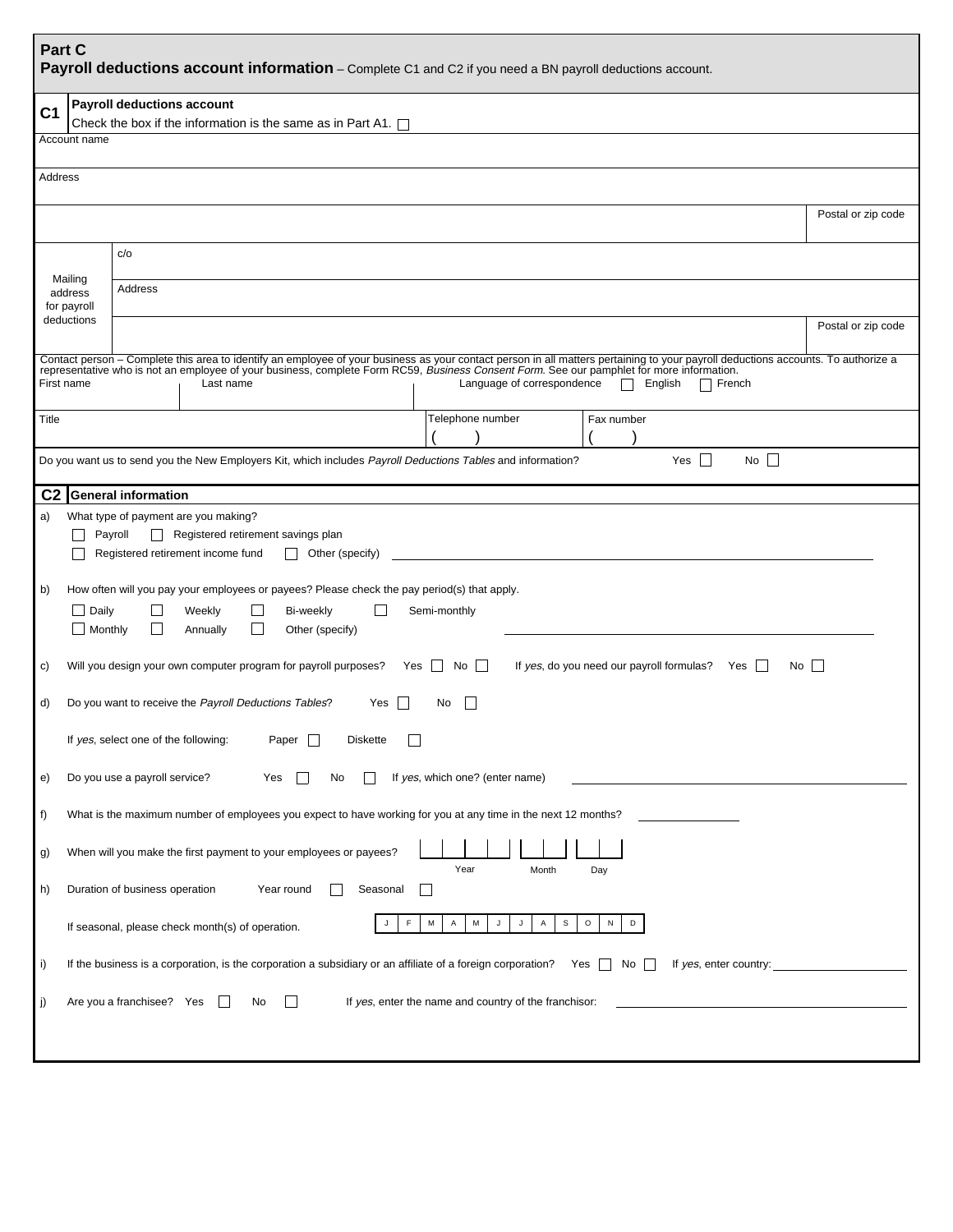## Part C

**Payroll deductions account information** – Complete C1 and C2 if you need a BN payroll deductions account.

### C1 Payroll deductions account

Check the box if the information is the same as in Part A1. ☐

Account name

Address

Postal or zip code

Mailing address for payroll deductions

c/o

Address

Postal or zip code

Contact person – Complete this area to identify an employee of your business as your contact person in all matters pertaining to your payroll deductions accounts. To authorize a representative who is not an employee of your business, complete Form RC59, *Business Consent Form*. See our pamphlet for more information.

| First name | Last name | Language of correspondence ☐ English ☐ French | |
|---|---|---|---|
| Title | | Telephone number ( ) | Fax number ( ) |

Do you want us to send you the New Employers Kit, which includes *Payroll Deductions Tables* and information? Yes ☐ No ☐

### C2 General information

a) What type of payment are you making?

☐ Payroll ☐ Registered retirement savings plan

☐ Registered retirement income fund ☐ Other (specify) ____________________

b) How often will you pay your employees or payees? Please check the pay period(s) that apply.

☐ Daily ☐ Weekly ☐ Bi-weekly ☐ Semi-monthly

☐ Monthly ☐ Annually ☐ Other (specify) ____________________

c) Will you design your own computer program for payroll purposes? Yes ☐ No ☐ If *yes*, do you need our payroll formulas? Yes ☐ No ☐

d) Do you want to receive the *Payroll Deductions Tables*? Yes ☐ No ☐

If *yes*, select one of the following: Paper ☐ Diskette ☐

e) Do you use a payroll service? Yes ☐ No ☐ If *yes*, which one? (enter name) ____________________

f) What is the maximum number of employees you expect to have working for you at any time in the next 12 months? ____________

g) When will you make the first payment to your employees or payees? Year | Month | Day

h) Duration of business operation Year round ☐ Seasonal ☐

If seasonal, please check month(s) of operation.

| J | F | M | A | M | J | J | A | S | O | N | D |
|---|---|---|---|---|---|---|---|---|---|---|---|

i) If the business is a corporation, is the corporation a subsidiary or an affiliate of a foreign corporation? Yes ☐ No ☐ If *yes*, enter country: ____________

j) Are you a franchisee? Yes ☐ No ☐ If *yes*, enter the name and country of the franchisor: ____________________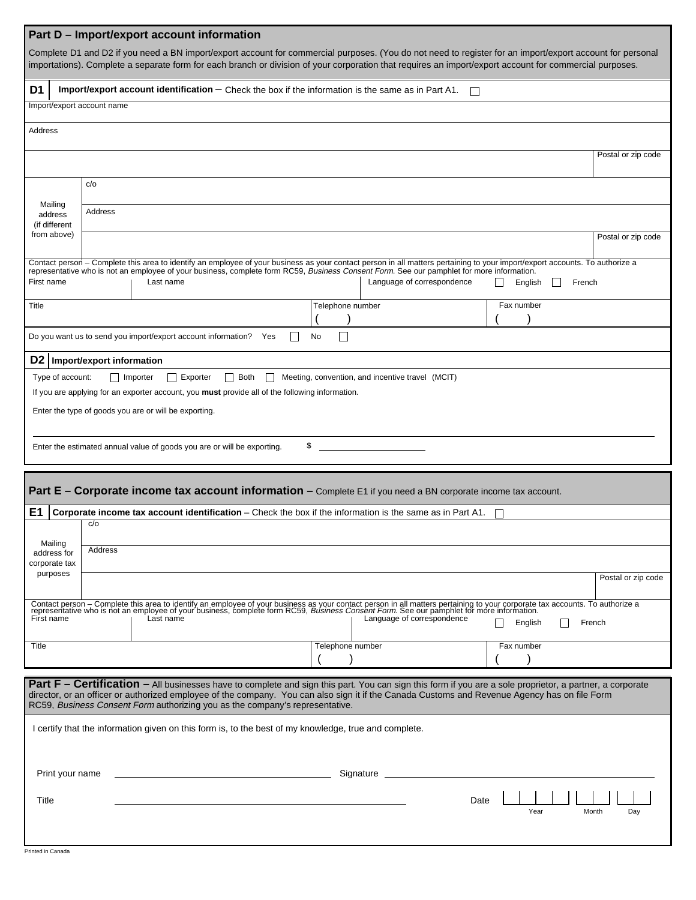## Part D – Import/export account information

Complete D1 and D2 if you need a BN import/export account for commercial purposes. (You do not need to register for an import/export account for personal importations). Complete a separate form for each branch or division of your corporation that requires an import/export account for commercial purposes.

### D1 Import/export account identification – Check the box if the information is the same as in Part A1. ☐

Import/export account name

Address

Postal or zip code

Mailing address (if different from above)

c/o

Address

Postal or zip code

Contact person – Complete this area to identify an employee of your business as your contact person in all matters pertaining to your import/export accounts. To authorize a representative who is not an employee of your business, complete form RC59, *Business Consent Form*. See our pamphlet for more information.

First name | Last name | Language of correspondence ☐ English ☐ French

Title | Telephone number ( ) | Fax number ( )

Do you want us to send you import/export account information? Yes ☐ No ☐

### D2 Import/export information

Type of account: ☐ Importer ☐ Exporter ☐ Both ☐ Meeting, convention, and incentive travel (MCIT)

If you are applying for an exporter account, you **must** provide all of the following information.

Enter the type of goods you are or will be exporting.

Enter the estimated annual value of goods you are or will be exporting. $ ____________

## Part E – Corporate income tax account information – Complete E1 if you need a BN corporate income tax account.

### E1 Corporate income tax account identification – Check the box if the information is the same as in Part A1. ☐

Mailing address for corporate tax purposes

c/o

Address

Postal or zip code

Contact person – Complete this area to identify an employee of your business as your contact person in all matters pertaining to your corporate tax accounts. To authorize a representative who is not an employee of your business, complete form RC59, *Business Consent Form*. See our pamphlet for more information.

First name | Last name | Language of correspondence ☐ English ☐ French

Title | Telephone number ( ) | Fax number ( )

## Part F – Certification – All businesses have to complete and sign this part. You can sign this form if you are a sole proprietor, a partner, a corporate director, or an officer or authorized employee of the company. You can also sign it if the Canada Customs and Revenue Agency has on file Form RC59, *Business Consent Form* authorizing you as the company's representative.

I certify that the information given on this form is, to the best of my knowledge, true and complete.

Print your name ____________ Signature ____________

Title ____________ Date Year | Month | Day

Printed in Canada